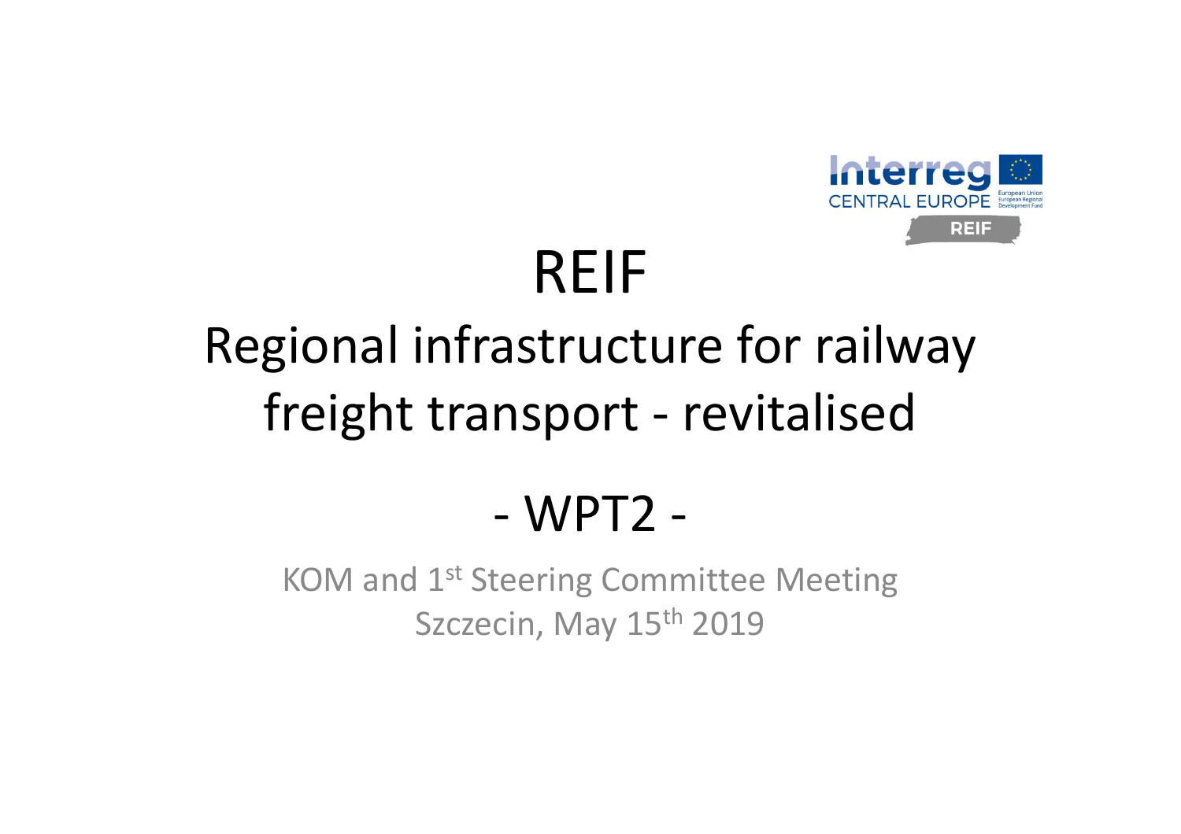# REIF

## Regional infrastructure for railway freight transport - revitalised

## - WPT2 -

KOM and 1st Steering Committee Meeting
Szczecin, May 15th 2019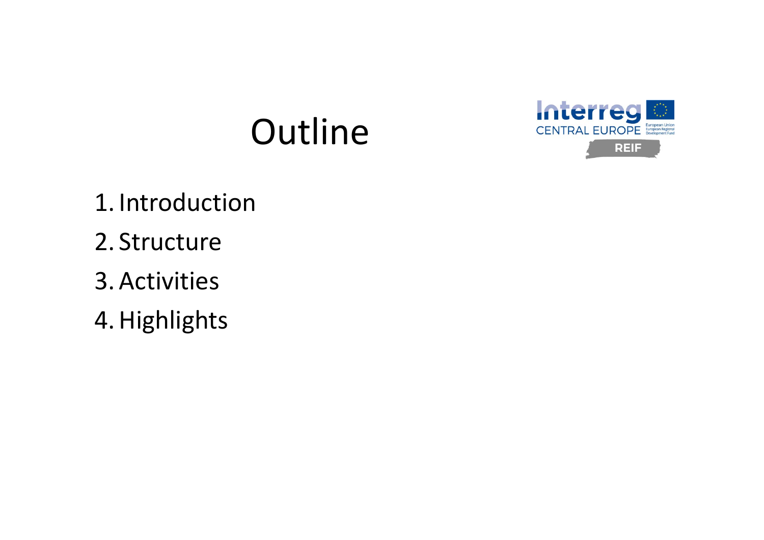# Outline

1. Introduction
2. Structure
3. Activities
4. Highlights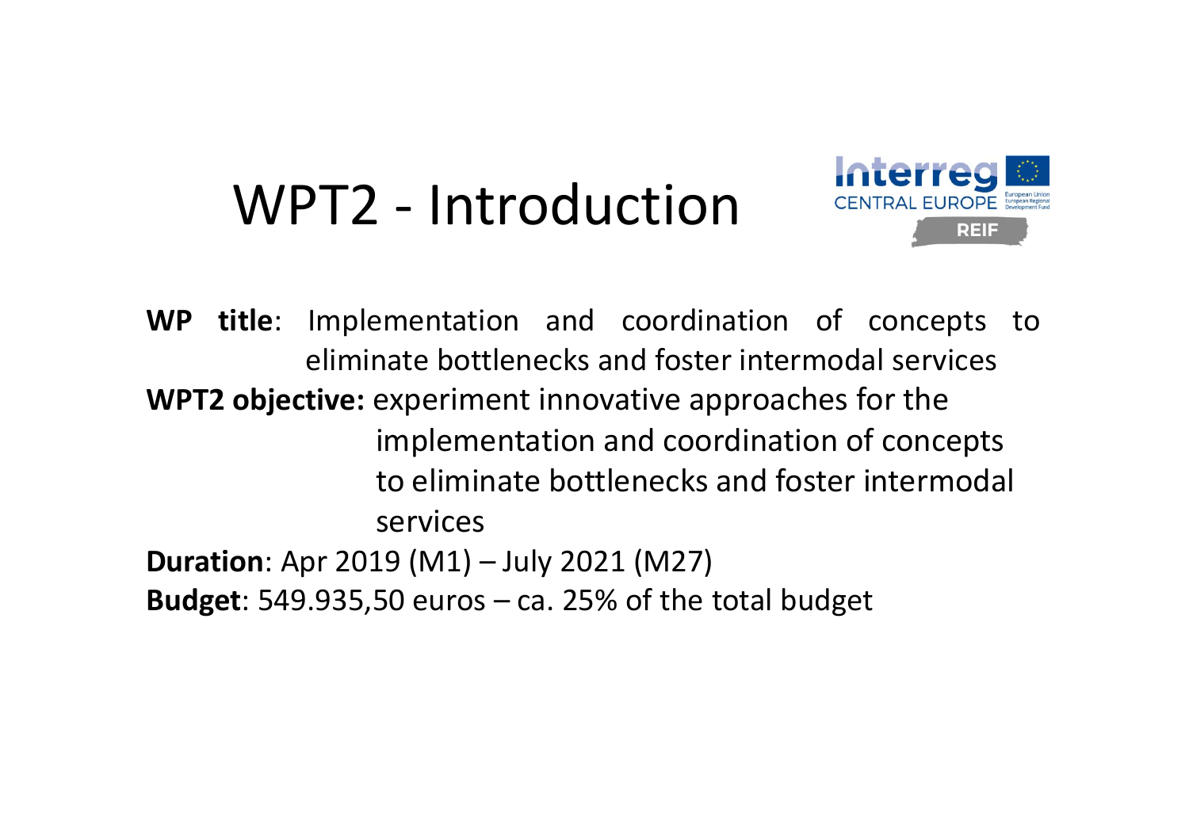# WPT2 - Introduction

**WP title**: Implementation and coordination of concepts to eliminate bottlenecks and foster intermodal services

**WPT2 objective:** experiment innovative approaches for the implementation and coordination of concepts to eliminate bottlenecks and foster intermodal services

**Duration**: Apr 2019 (M1) – July 2021 (M27)

**Budget**: 549.935,50 euros – ca. 25% of the total budget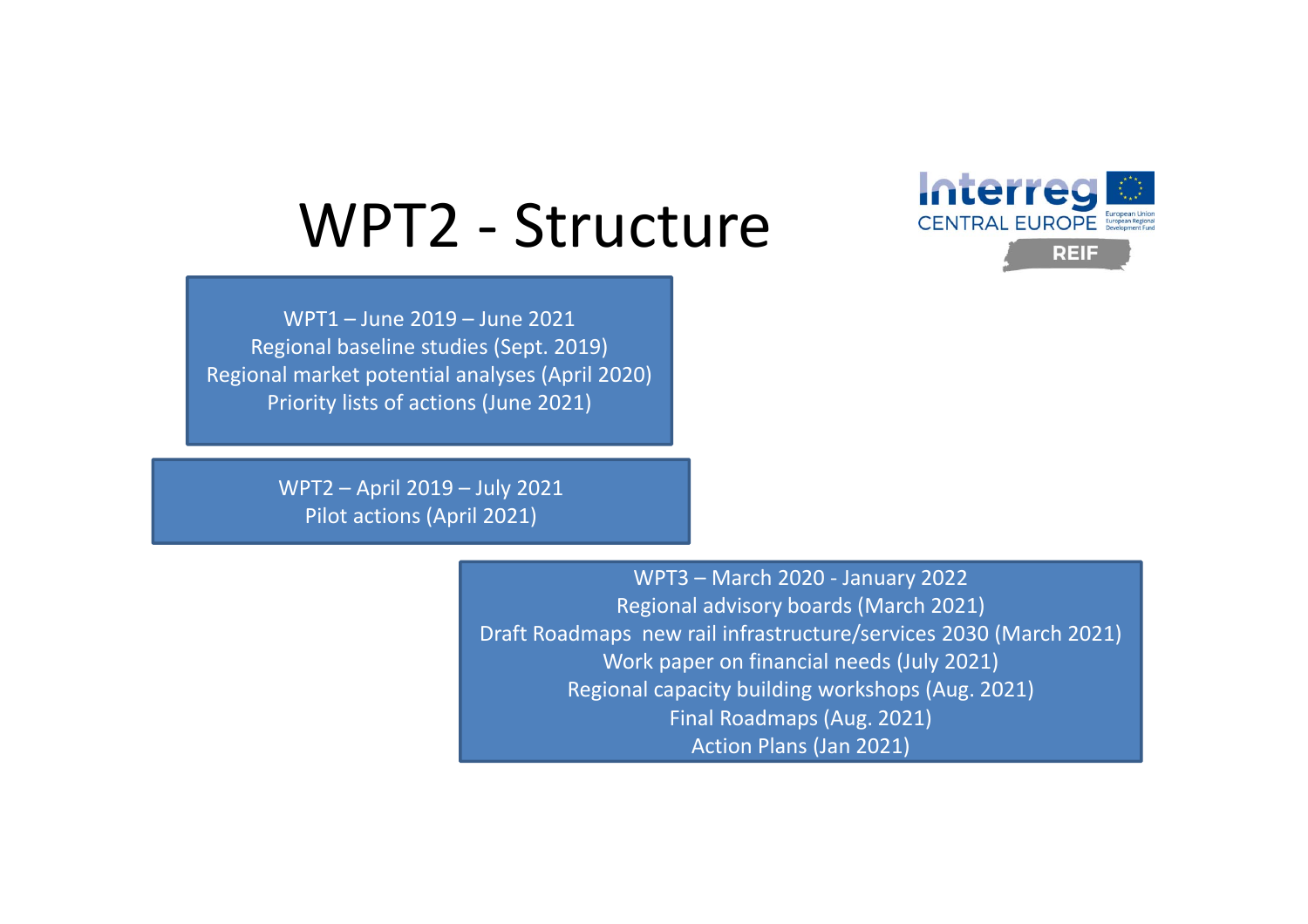# WPT2 - Structure

WPT1 – June 2019 – June 2021
Regional baseline studies (Sept. 2019)
Regional market potential analyses (April 2020)
Priority lists of actions (June 2021)

WPT2 – April 2019 – July 2021
Pilot actions (April 2021)

WPT3 – March 2020 - January 2022
Regional advisory boards (March 2021)
Draft Roadmaps new rail infrastructure/services 2030 (March 2021)
Work paper on financial needs (July 2021)
Regional capacity building workshops (Aug. 2021)
Final Roadmaps (Aug. 2021)
Action Plans (Jan 2021)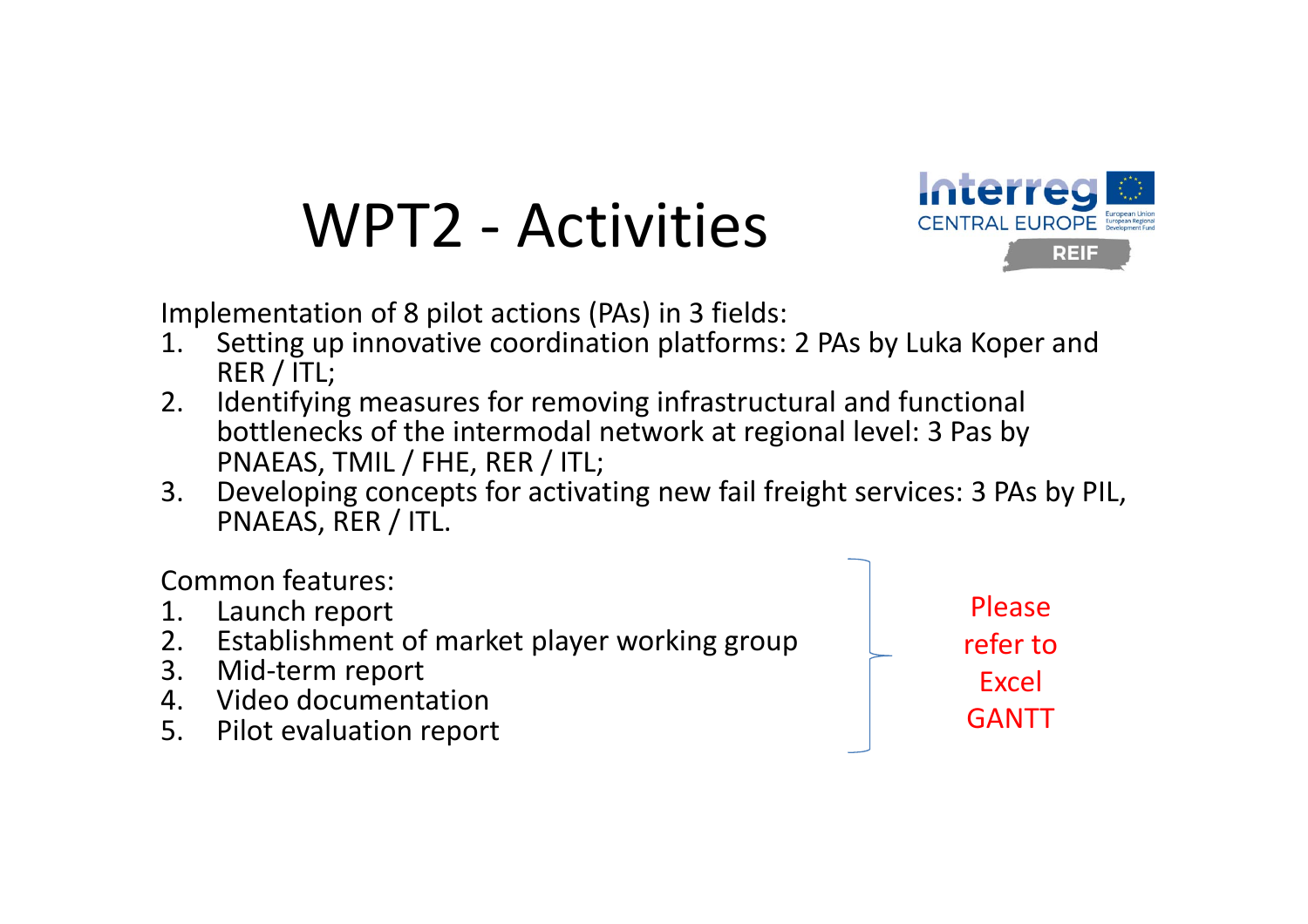# WPT2 - Activities

Implementation of 8 pilot actions (PAs) in 3 fields:

1. Setting up innovative coordination platforms: 2 PAs by Luka Koper and RER / ITL;
2. Identifying measures for removing infrastructural and functional bottlenecks of the intermodal network at regional level: 3 Pas by PNAEAS, TMIL / FHE, RER / ITL;
3. Developing concepts for activating new fail freight services: 3 PAs by PIL, PNAEAS, RER / ITL.

Common features:

1. Launch report
2. Establishment of market player working group
3. Mid-term report
4. Video documentation
5. Pilot evaluation report

Please refer to Excel GANTT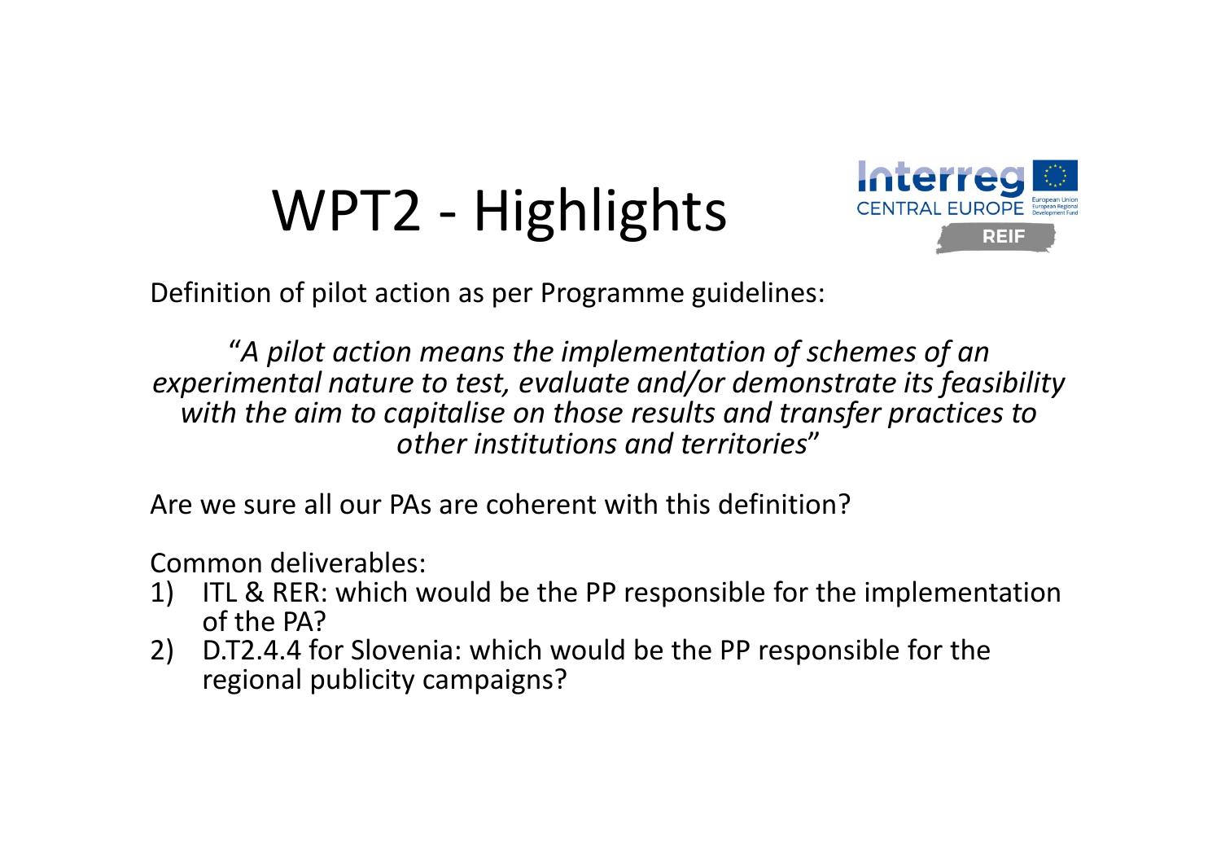# WPT2 - Highlights

Definition of pilot action as per Programme guidelines:

> "*A pilot action means the implementation of schemes of an experimental nature to test, evaluate and/or demonstrate its feasibility with the aim to capitalise on those results and transfer practices to other institutions and territories*"

Are we sure all our PAs are coherent with this definition?

Common deliverables:

1) ITL & RER: which would be the PP responsible for the implementation of the PA?
2) D.T2.4.4 for Slovenia: which would be the PP responsible for the regional publicity campaigns?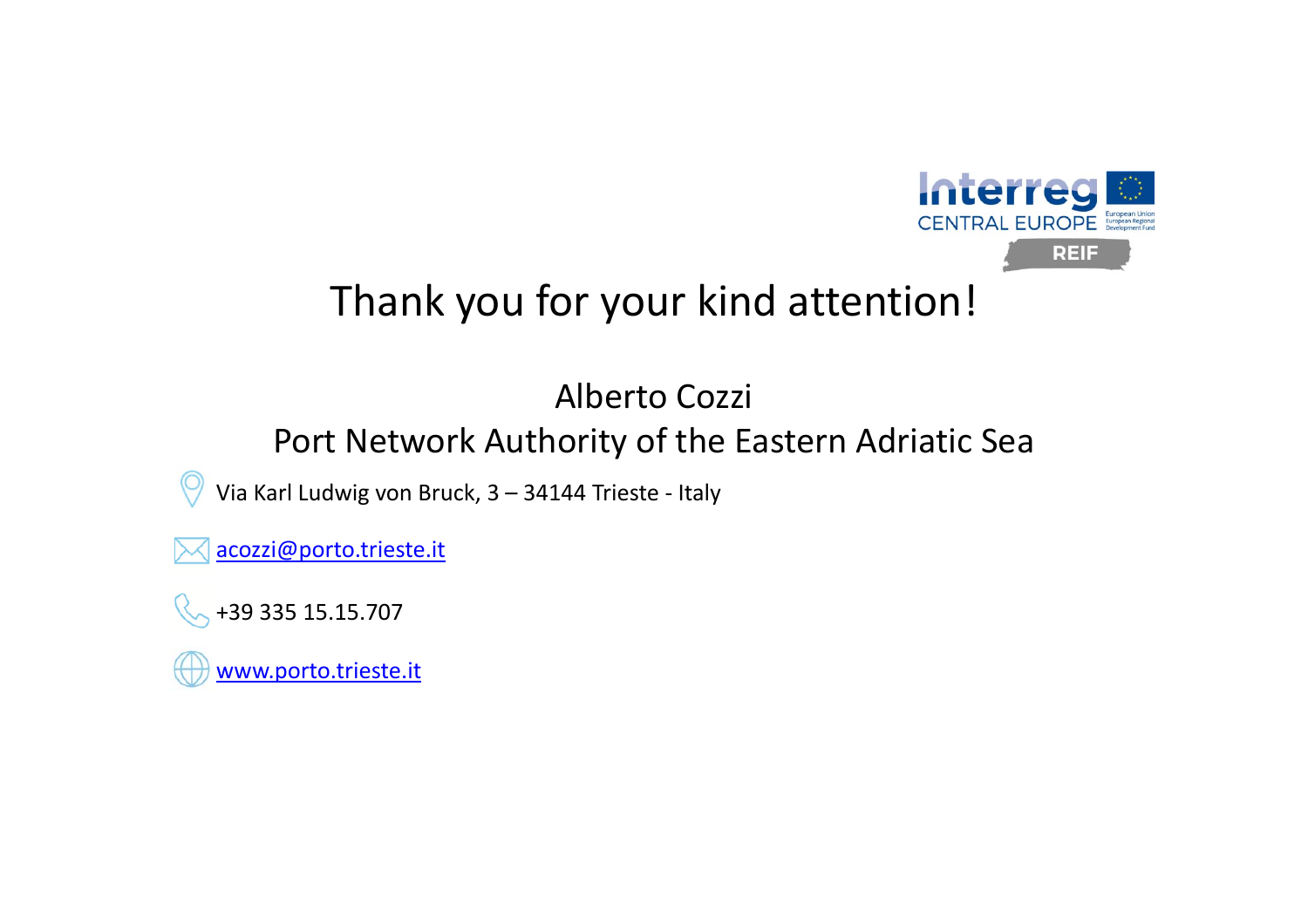# Thank you for your kind attention!

Alberto Cozzi

Port Network Authority of the Eastern Adriatic Sea

Via Karl Ludwig von Bruck, 3 – 34144 Trieste - Italy

acozzi@porto.trieste.it

+39 335 15.15.707

www.porto.trieste.it